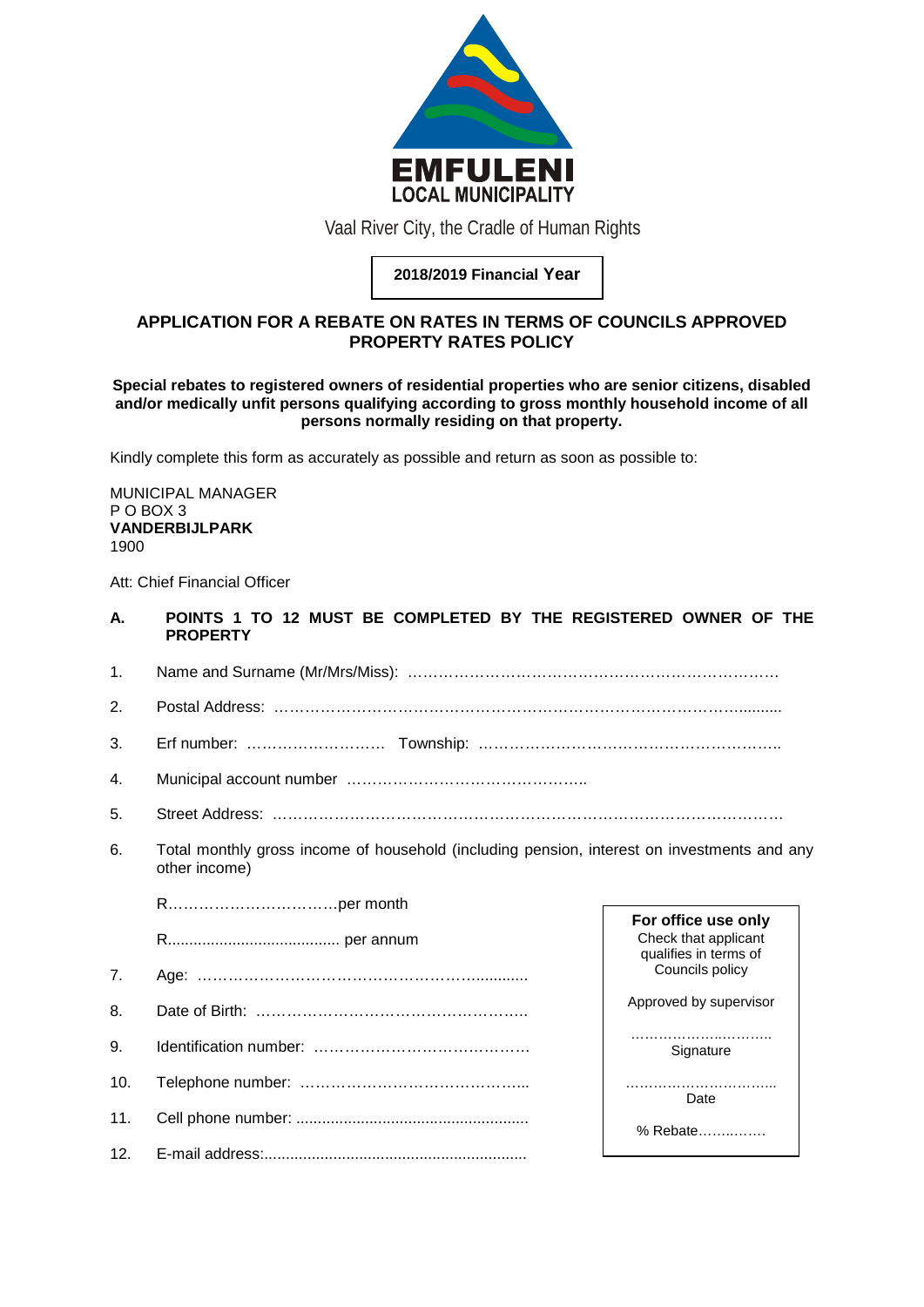EMFULENI
LOCAL MUNICIPALITY

Vaal River City, the Cradle of Human Rights

**2018/2019 Financial Year**

## APPLICATION FOR A REBATE ON RATES IN TERMS OF COUNCILS APPROVED PROPERTY RATES POLICY

**Special rebates to registered owners of residential properties who are senior citizens, disabled and/or medically unfit persons qualifying according to gross monthly household income of all persons normally residing on that property.**

Kindly complete this form as accurately as possible and return as soon as possible to:

MUNICIPAL MANAGER
P O BOX 3
**VANDERBIJLPARK**
1900

Att: Chief Financial Officer

**A. POINTS 1 TO 12 MUST BE COMPLETED BY THE REGISTERED OWNER OF THE PROPERTY**

1. Name and Surname (Mr/Mrs/Miss): …………………………………………………………………
2. Postal Address: ……………………………………………………………………………………..........
3. Erf number: ……………………… Township: …………………………………………………..
4. Municipal account number ………………………………………..
5. Street Address: ……………………………………………………………………………………………
6. Total monthly gross income of household (including pension, interest on investments and any other income)

   R……………………………per month

   R........................................ per annum

7. Age: ………………………………………………….............
8. Date of Birth: ……………………………………………..
9. Identification number: ……………………………………
10. Telephone number: ……………………………………...
11. Cell phone number: .....................................................
12. E-mail address:.............................................................

**For office use only**
Check that applicant qualifies in terms of Councils policy

Approved by supervisor

……………….……….
Signature

…………………………...
Date

% Rebate……..……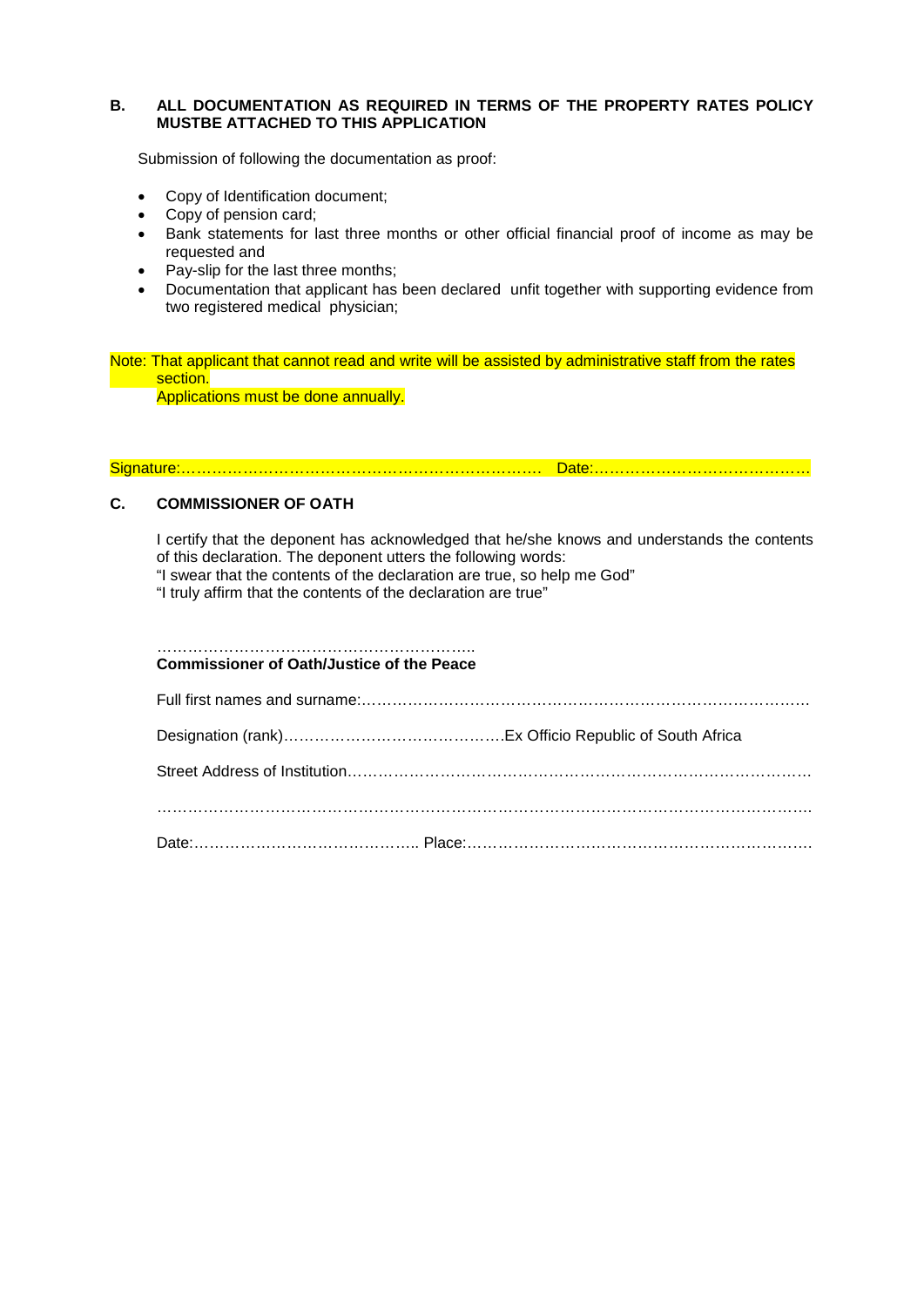## B. ALL DOCUMENTATION AS REQUIRED IN TERMS OF THE PROPERTY RATES POLICY MUSTBE ATTACHED TO THIS APPLICATION

Submission of following the documentation as proof:

- Copy of Identification document;
- Copy of pension card;
- Bank statements for last three months or other official financial proof of income as may be requested and
- Pay-slip for the last three months;
- Documentation that applicant has been declared unfit together with supporting evidence from two registered medical physician;

Note: That applicant that cannot read and write will be assisted by administrative staff from the rates section.
Applications must be done annually.

Signature:……………………………………………………………… Date:……………………………………

## C. COMMISSIONER OF OATH

I certify that the deponent has acknowledged that he/she knows and understands the contents of this declaration. The deponent utters the following words:
"I swear that the contents of the declaration are true, so help me God"
"I truly affirm that the contents of the declaration are true"

……………………………………………………..
**Commissioner of Oath/Justice of the Peace**

Full first names and surname:……………………………………………………………………………

Designation (rank)……………………………………Ex Officio Republic of South Africa

Street Address of Institution………………………………………………………………………………

…………………………………………………………………………………………………………….

Date:…………………………………….. Place:…………………………………………………………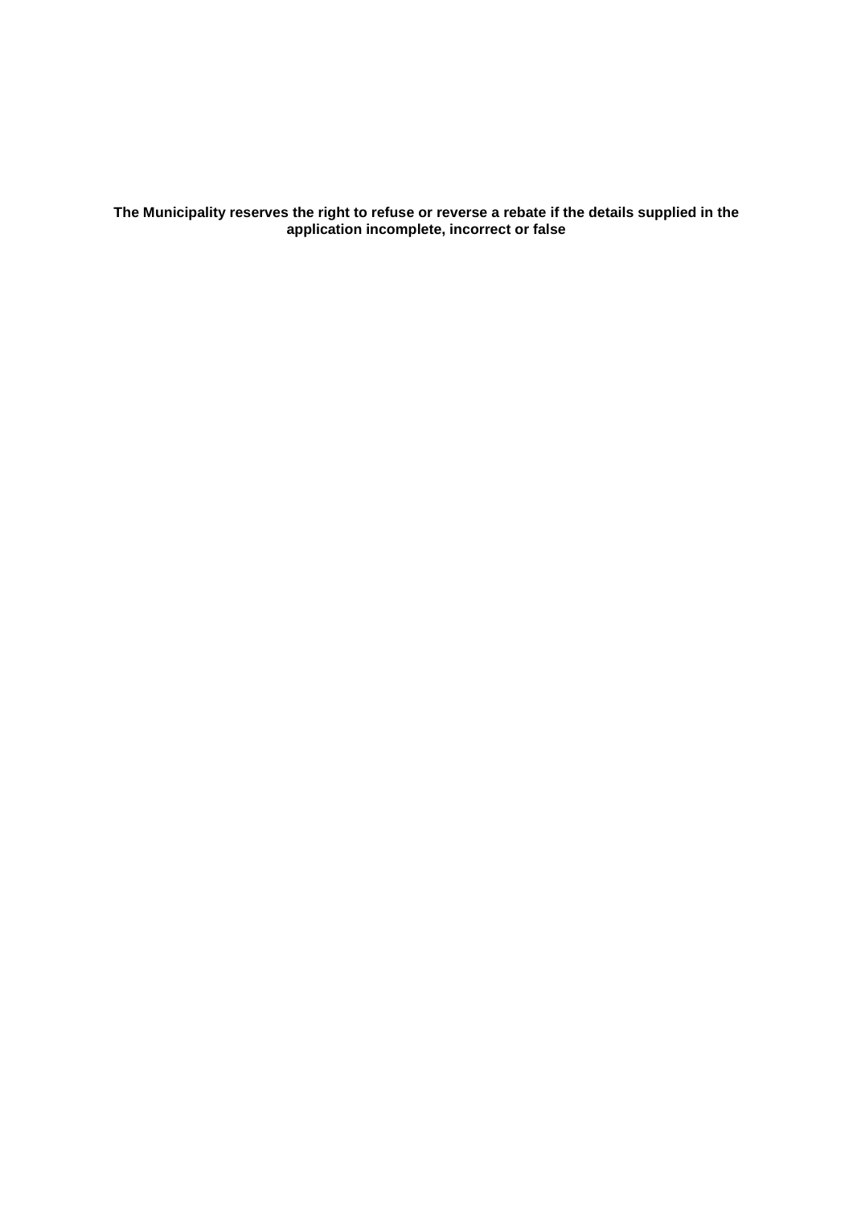**The Municipality reserves the right to refuse or reverse a rebate if the details supplied in the application incomplete, incorrect or false**